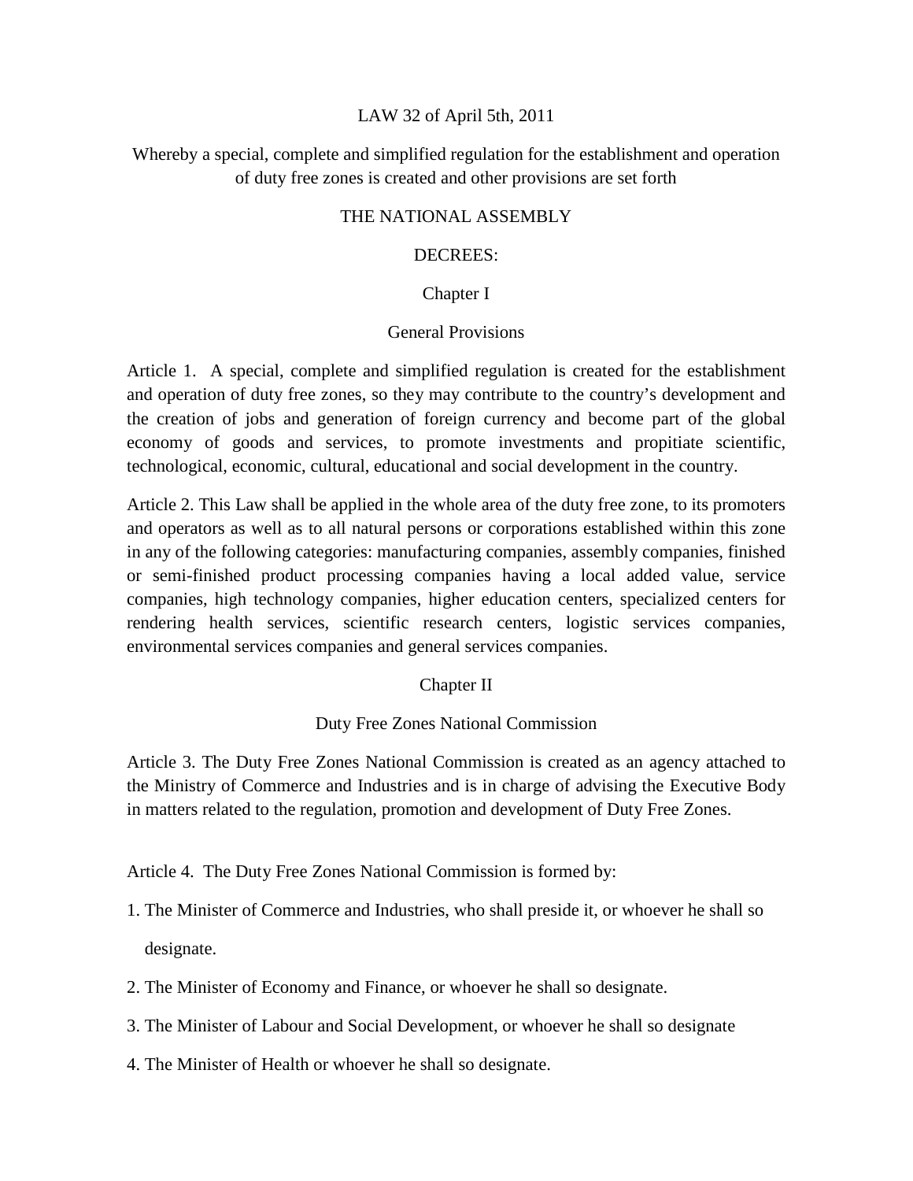# LAW 32 of April 5th, 2011

Whereby a special, complete and simplified regulation for the establishment and operation of duty free zones is created and other provisions are set forth

THE NATIONAL ASSEMBLY

DECREES:

## Chapter I

## General Provisions

Article 1. A special, complete and simplified regulation is created for the establishment and operation of duty free zones, so they may contribute to the country's development and the creation of jobs and generation of foreign currency and become part of the global economy of goods and services, to promote investments and propitiate scientific, technological, economic, cultural, educational and social development in the country.

Article 2. This Law shall be applied in the whole area of the duty free zone, to its promoters and operators as well as to all natural persons or corporations established within this zone in any of the following categories: manufacturing companies, assembly companies, finished or semi-finished product processing companies having a local added value, service companies, high technology companies, higher education centers, specialized centers for rendering health services, scientific research centers, logistic services companies, environmental services companies and general services companies.

## Chapter II

## Duty Free Zones National Commission

Article 3. The Duty Free Zones National Commission is created as an agency attached to the Ministry of Commerce and Industries and is in charge of advising the Executive Body in matters related to the regulation, promotion and development of Duty Free Zones.

Article 4. The Duty Free Zones National Commission is formed by:

1. The Minister of Commerce and Industries, who shall preside it, or whoever he shall so designate.
2. The Minister of Economy and Finance, or whoever he shall so designate.
3. The Minister of Labour and Social Development, or whoever he shall so designate
4. The Minister of Health or whoever he shall so designate.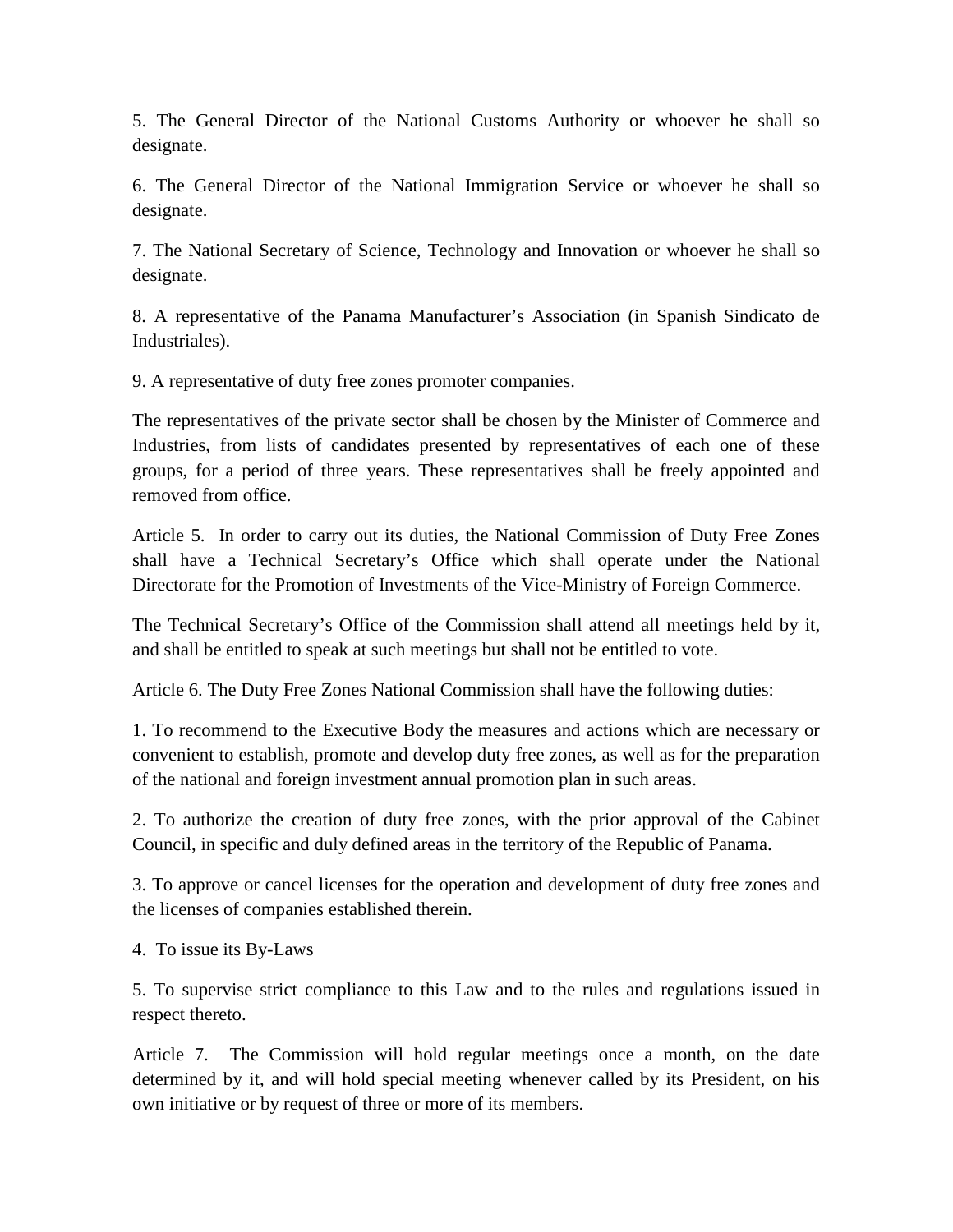5. The General Director of the National Customs Authority or whoever he shall so designate.

6. The General Director of the National Immigration Service or whoever he shall so designate.

7. The National Secretary of Science, Technology and Innovation or whoever he shall so designate.

8. A representative of the Panama Manufacturer's Association (in Spanish Sindicato de Industriales).

9. A representative of duty free zones promoter companies.

The representatives of the private sector shall be chosen by the Minister of Commerce and Industries, from lists of candidates presented by representatives of each one of these groups, for a period of three years. These representatives shall be freely appointed and removed from office.

Article 5. In order to carry out its duties, the National Commission of Duty Free Zones shall have a Technical Secretary's Office which shall operate under the National Directorate for the Promotion of Investments of the Vice-Ministry of Foreign Commerce.

The Technical Secretary's Office of the Commission shall attend all meetings held by it, and shall be entitled to speak at such meetings but shall not be entitled to vote.

Article 6. The Duty Free Zones National Commission shall have the following duties:

1. To recommend to the Executive Body the measures and actions which are necessary or convenient to establish, promote and develop duty free zones, as well as for the preparation of the national and foreign investment annual promotion plan in such areas.

2. To authorize the creation of duty free zones, with the prior approval of the Cabinet Council, in specific and duly defined areas in the territory of the Republic of Panama.

3. To approve or cancel licenses for the operation and development of duty free zones and the licenses of companies established therein.

4. To issue its By-Laws

5. To supervise strict compliance to this Law and to the rules and regulations issued in respect thereto.

Article 7. The Commission will hold regular meetings once a month, on the date determined by it, and will hold special meeting whenever called by its President, on his own initiative or by request of three or more of its members.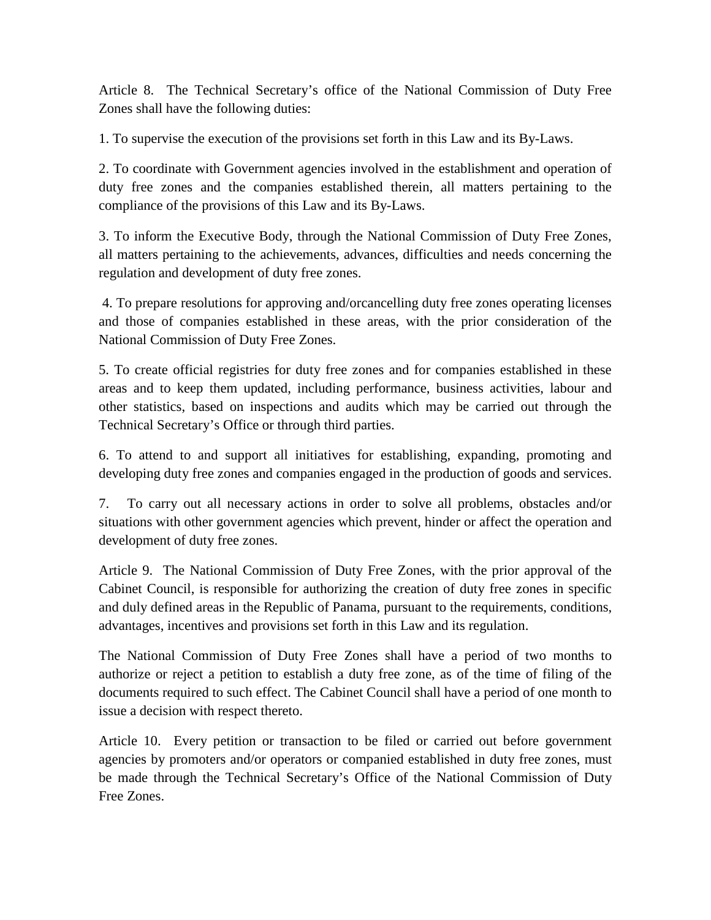Article 8. The Technical Secretary's office of the National Commission of Duty Free Zones shall have the following duties:

1. To supervise the execution of the provisions set forth in this Law and its By-Laws.

2. To coordinate with Government agencies involved in the establishment and operation of duty free zones and the companies established therein, all matters pertaining to the compliance of the provisions of this Law and its By-Laws.

3. To inform the Executive Body, through the National Commission of Duty Free Zones, all matters pertaining to the achievements, advances, difficulties and needs concerning the regulation and development of duty free zones.

4. To prepare resolutions for approving and/orcancelling duty free zones operating licenses and those of companies established in these areas, with the prior consideration of the National Commission of Duty Free Zones.

5. To create official registries for duty free zones and for companies established in these areas and to keep them updated, including performance, business activities, labour and other statistics, based on inspections and audits which may be carried out through the Technical Secretary's Office or through third parties.

6. To attend to and support all initiatives for establishing, expanding, promoting and developing duty free zones and companies engaged in the production of goods and services.

7. To carry out all necessary actions in order to solve all problems, obstacles and/or situations with other government agencies which prevent, hinder or affect the operation and development of duty free zones.

Article 9. The National Commission of Duty Free Zones, with the prior approval of the Cabinet Council, is responsible for authorizing the creation of duty free zones in specific and duly defined areas in the Republic of Panama, pursuant to the requirements, conditions, advantages, incentives and provisions set forth in this Law and its regulation.

The National Commission of Duty Free Zones shall have a period of two months to authorize or reject a petition to establish a duty free zone, as of the time of filing of the documents required to such effect. The Cabinet Council shall have a period of one month to issue a decision with respect thereto.

Article 10. Every petition or transaction to be filed or carried out before government agencies by promoters and/or operators or companied established in duty free zones, must be made through the Technical Secretary's Office of the National Commission of Duty Free Zones.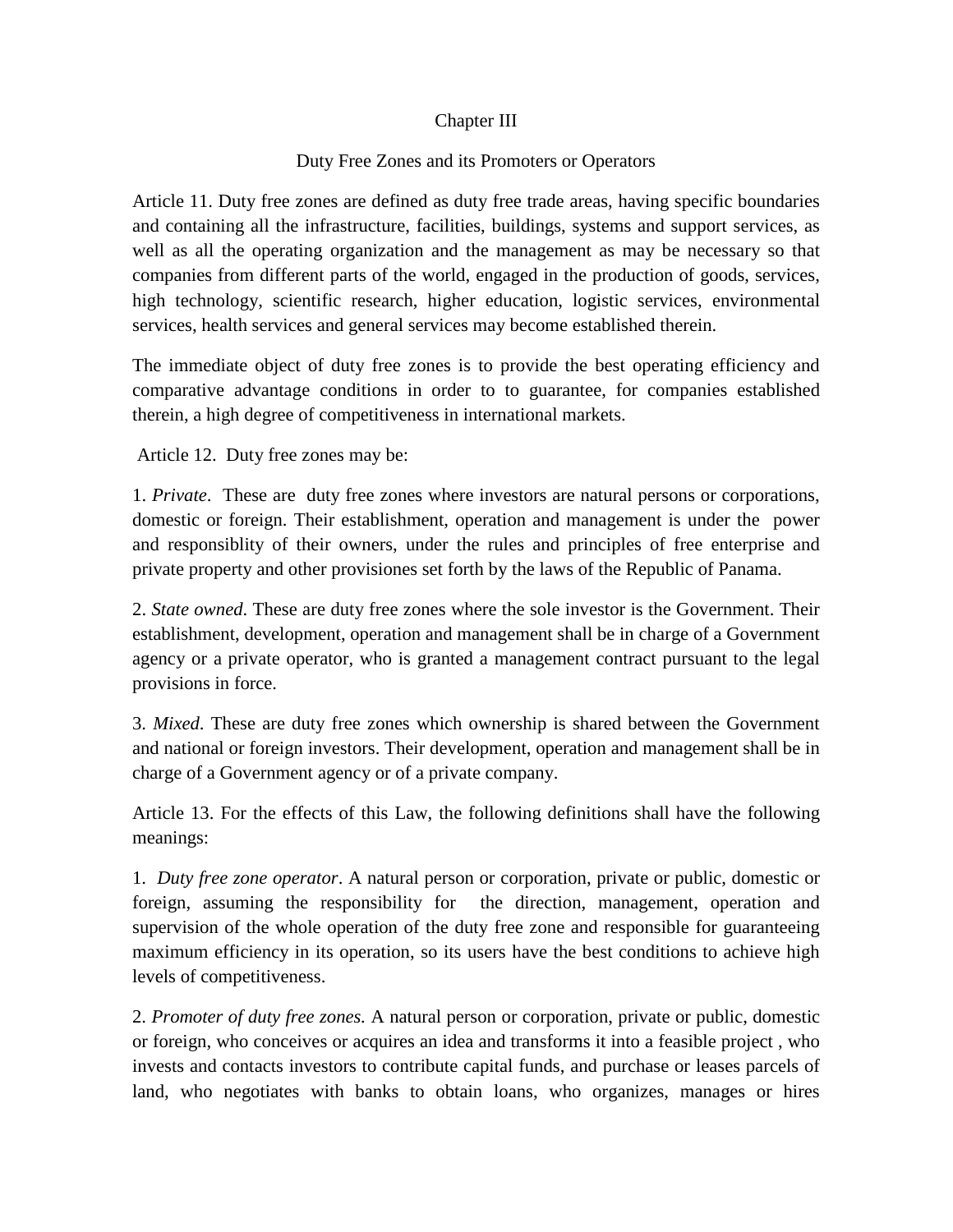## Chapter III

## Duty Free Zones and its Promoters or Operators

Article 11. Duty free zones are defined as duty free trade areas, having specific boundaries and containing all the infrastructure, facilities, buildings, systems and support services, as well as all the operating organization and the management as may be necessary so that companies from different parts of the world, engaged in the production of goods, services, high technology, scientific research, higher education, logistic services, environmental services, health services and general services may become established therein.

The immediate object of duty free zones is to provide the best operating efficiency and comparative advantage conditions in order to to guarantee, for companies established therein, a high degree of competitiveness in international markets.

Article 12. Duty free zones may be:

1. *Private*. These are duty free zones where investors are natural persons or corporations, domestic or foreign. Their establishment, operation and management is under the power and responsiblity of their owners, under the rules and principles of free enterprise and private property and other provisiones set forth by the laws of the Republic of Panama.

2. *State owned*. These are duty free zones where the sole investor is the Government. Their establishment, development, operation and management shall be in charge of a Government agency or a private operator, who is granted a management contract pursuant to the legal provisions in force.

3. *Mixed*. These are duty free zones which ownership is shared between the Government and national or foreign investors. Their development, operation and management shall be in charge of a Government agency or of a private company.

Article 13. For the effects of this Law, the following definitions shall have the following meanings:

1. *Duty free zone operator*. A natural person or corporation, private or public, domestic or foreign, assuming the responsibility for the direction, management, operation and supervision of the whole operation of the duty free zone and responsible for guaranteeing maximum efficiency in its operation, so its users have the best conditions to achieve high levels of competitiveness.

2. *Promoter of duty free zones.* A natural person or corporation, private or public, domestic or foreign, who conceives or acquires an idea and transforms it into a feasible project , who invests and contacts investors to contribute capital funds, and purchase or leases parcels of land, who negotiates with banks to obtain loans, who organizes, manages or hires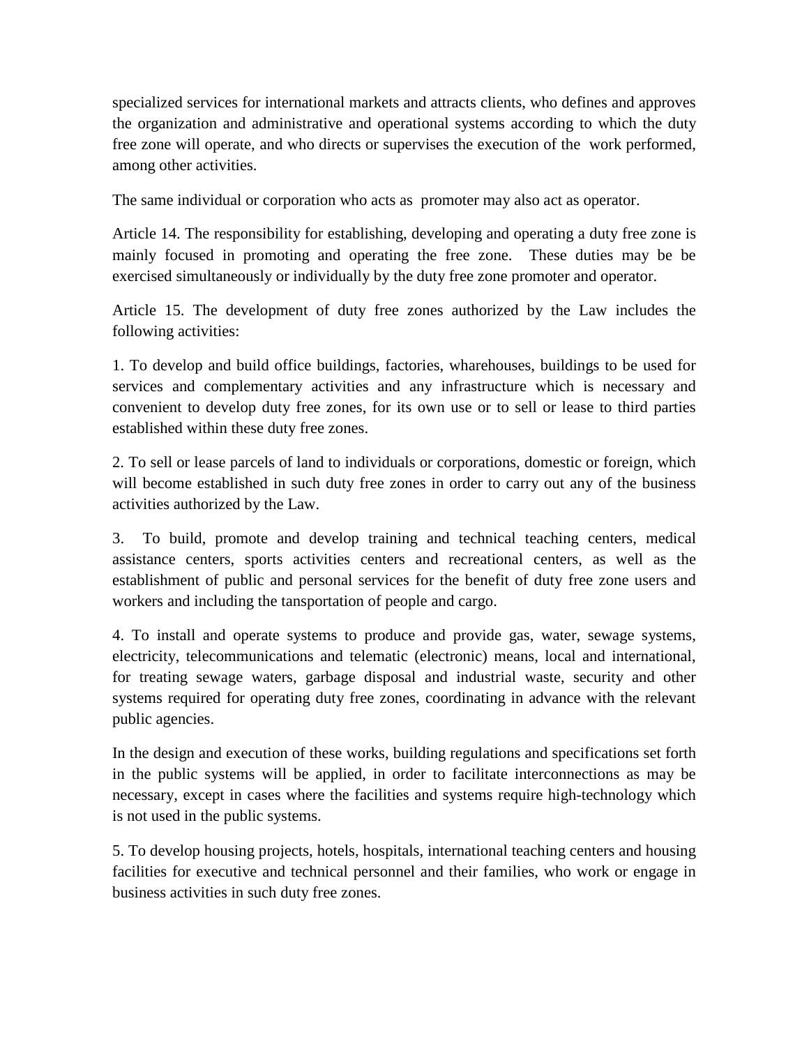specialized services for international markets and attracts clients, who defines and approves the organization and administrative and operational systems according to which the duty free zone will operate, and who directs or supervises the execution of the work performed, among other activities.

The same individual or corporation who acts as promoter may also act as operator.

Article 14. The responsibility for establishing, developing and operating a duty free zone is mainly focused in promoting and operating the free zone. These duties may be be exercised simultaneously or individually by the duty free zone promoter and operator.

Article 15. The development of duty free zones authorized by the Law includes the following activities:

1. To develop and build office buildings, factories, wharehouses, buildings to be used for services and complementary activities and any infrastructure which is necessary and convenient to develop duty free zones, for its own use or to sell or lease to third parties established within these duty free zones.

2. To sell or lease parcels of land to individuals or corporations, domestic or foreign, which will become established in such duty free zones in order to carry out any of the business activities authorized by the Law.

3. To build, promote and develop training and technical teaching centers, medical assistance centers, sports activities centers and recreational centers, as well as the establishment of public and personal services for the benefit of duty free zone users and workers and including the tansportation of people and cargo.

4. To install and operate systems to produce and provide gas, water, sewage systems, electricity, telecommunications and telematic (electronic) means, local and international, for treating sewage waters, garbage disposal and industrial waste, security and other systems required for operating duty free zones, coordinating in advance with the relevant public agencies.

In the design and execution of these works, building regulations and specifications set forth in the public systems will be applied, in order to facilitate interconnections as may be necessary, except in cases where the facilities and systems require high-technology which is not used in the public systems.

5. To develop housing projects, hotels, hospitals, international teaching centers and housing facilities for executive and technical personnel and their families, who work or engage in business activities in such duty free zones.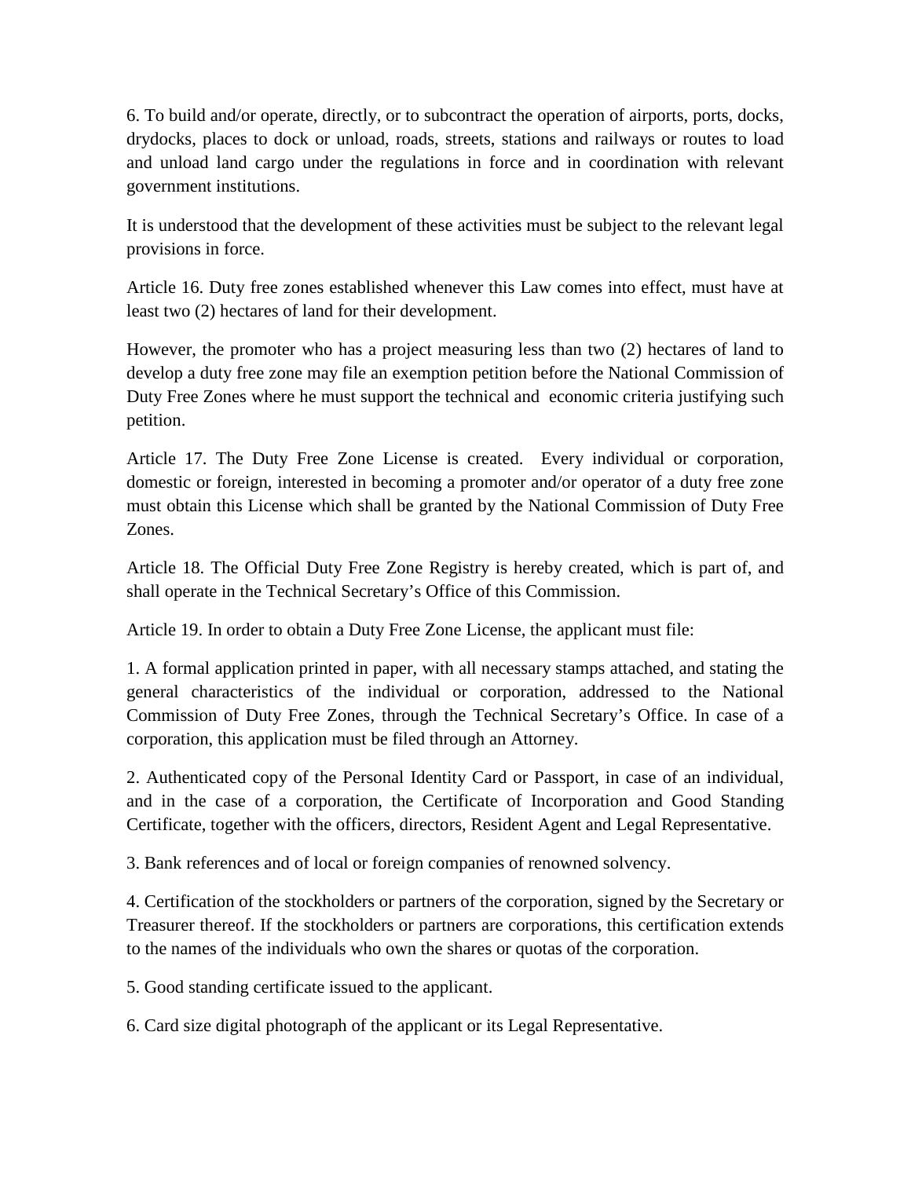6. To build and/or operate, directly, or to subcontract the operation of airports, ports, docks, drydocks, places to dock or unload, roads, streets, stations and railways or routes to load and unload land cargo under the regulations in force and in coordination with relevant government institutions.

It is understood that the development of these activities must be subject to the relevant legal provisions in force.

Article 16. Duty free zones established whenever this Law comes into effect, must have at least two (2) hectares of land for their development.

However, the promoter who has a project measuring less than two (2) hectares of land to develop a duty free zone may file an exemption petition before the National Commission of Duty Free Zones where he must support the technical and economic criteria justifying such petition.

Article 17. The Duty Free Zone License is created. Every individual or corporation, domestic or foreign, interested in becoming a promoter and/or operator of a duty free zone must obtain this License which shall be granted by the National Commission of Duty Free Zones.

Article 18. The Official Duty Free Zone Registry is hereby created, which is part of, and shall operate in the Technical Secretary's Office of this Commission.

Article 19. In order to obtain a Duty Free Zone License, the applicant must file:

1. A formal application printed in paper, with all necessary stamps attached, and stating the general characteristics of the individual or corporation, addressed to the National Commission of Duty Free Zones, through the Technical Secretary's Office. In case of a corporation, this application must be filed through an Attorney.

2. Authenticated copy of the Personal Identity Card or Passport, in case of an individual, and in the case of a corporation, the Certificate of Incorporation and Good Standing Certificate, together with the officers, directors, Resident Agent and Legal Representative.

3. Bank references and of local or foreign companies of renowned solvency.

4. Certification of the stockholders or partners of the corporation, signed by the Secretary or Treasurer thereof. If the stockholders or partners are corporations, this certification extends to the names of the individuals who own the shares or quotas of the corporation.

5. Good standing certificate issued to the applicant.

6. Card size digital photograph of the applicant or its Legal Representative.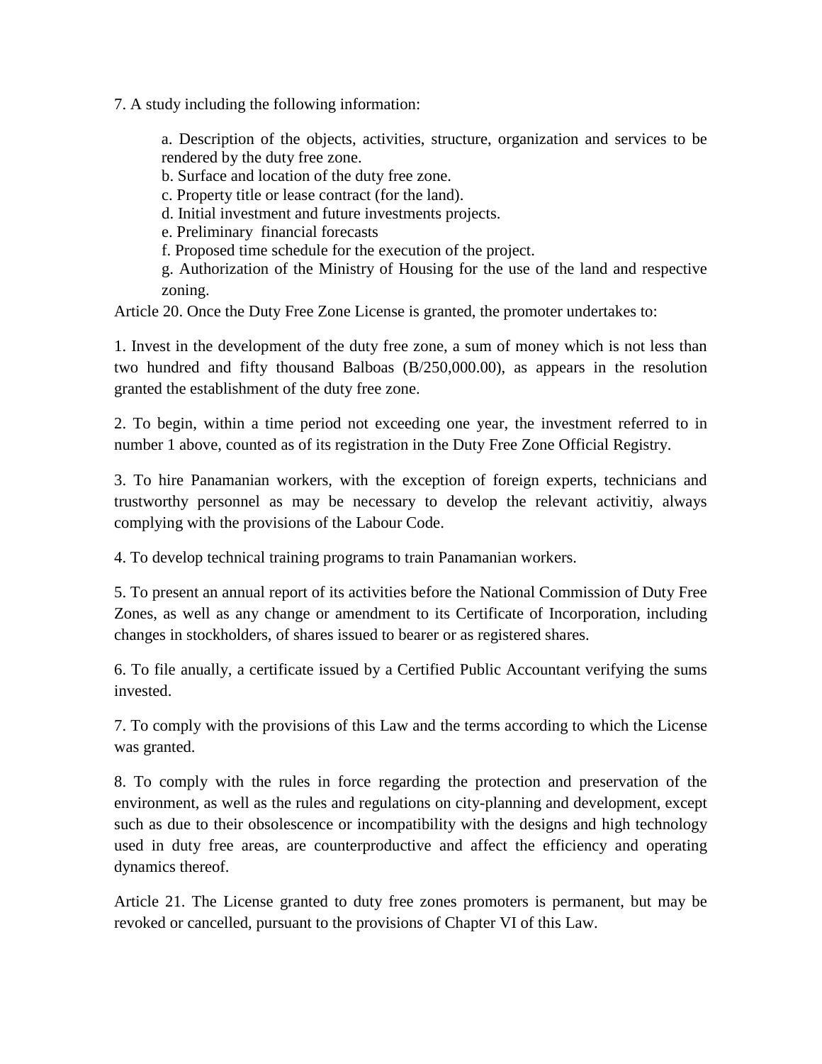7. A study including the following information:

a. Description of the objects, activities, structure, organization and services to be rendered by the duty free zone.
b. Surface and location of the duty free zone.
c. Property title or lease contract (for the land).
d. Initial investment and future investments projects.
e. Preliminary financial forecasts
f. Proposed time schedule for the execution of the project.
g. Authorization of the Ministry of Housing for the use of the land and respective zoning.

Article 20. Once the Duty Free Zone License is granted, the promoter undertakes to:

1. Invest in the development of the duty free zone, a sum of money which is not less than two hundred and fifty thousand Balboas (B/250,000.00), as appears in the resolution granted the establishment of the duty free zone.

2. To begin, within a time period not exceeding one year, the investment referred to in number 1 above, counted as of its registration in the Duty Free Zone Official Registry.

3. To hire Panamanian workers, with the exception of foreign experts, technicians and trustworthy personnel as may be necessary to develop the relevant activitiy, always complying with the provisions of the Labour Code.

4. To develop technical training programs to train Panamanian workers.

5. To present an annual report of its activities before the National Commission of Duty Free Zones, as well as any change or amendment to its Certificate of Incorporation, including changes in stockholders, of shares issued to bearer or as registered shares.

6. To file anually, a certificate issued by a Certified Public Accountant verifying the sums invested.

7. To comply with the provisions of this Law and the terms according to which the License was granted.

8. To comply with the rules in force regarding the protection and preservation of the environment, as well as the rules and regulations on city-planning and development, except such as due to their obsolescence or incompatibility with the designs and high technology used in duty free areas, are counterproductive and affect the efficiency and operating dynamics thereof.

Article 21. The License granted to duty free zones promoters is permanent, but may be revoked or cancelled, pursuant to the provisions of Chapter VI of this Law.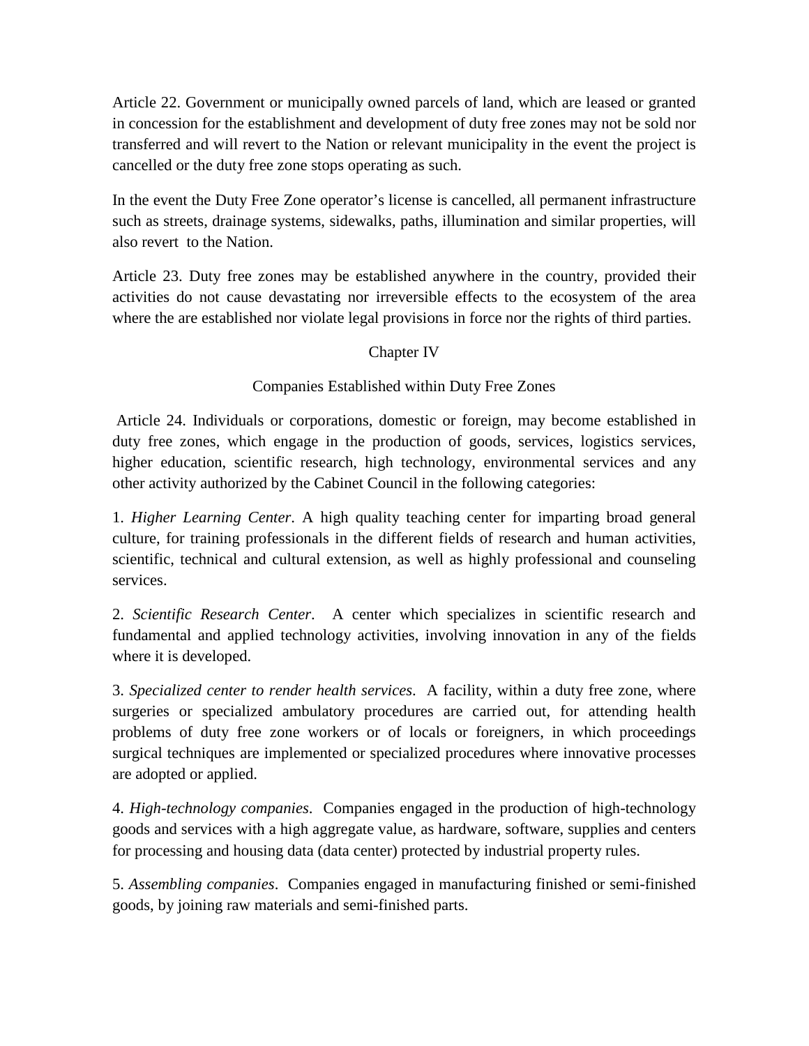Article 22. Government or municipally owned parcels of land, which are leased or granted in concession for the establishment and development of duty free zones may not be sold nor transferred and will revert to the Nation or relevant municipality in the event the project is cancelled or the duty free zone stops operating as such.

In the event the Duty Free Zone operator's license is cancelled, all permanent infrastructure such as streets, drainage systems, sidewalks, paths, illumination and similar properties, will also revert to the Nation.

Article 23. Duty free zones may be established anywhere in the country, provided their activities do not cause devastating nor irreversible effects to the ecosystem of the area where the are established nor violate legal provisions in force nor the rights of third parties.

## Chapter IV

## Companies Established within Duty Free Zones

Article 24. Individuals or corporations, domestic or foreign, may become established in duty free zones, which engage in the production of goods, services, logistics services, higher education, scientific research, high technology, environmental services and any other activity authorized by the Cabinet Council in the following categories:

1. *Higher Learning Center*. A high quality teaching center for imparting broad general culture, for training professionals in the different fields of research and human activities, scientific, technical and cultural extension, as well as highly professional and counseling services.

2. *Scientific Research Center*. A center which specializes in scientific research and fundamental and applied technology activities, involving innovation in any of the fields where it is developed.

3. *Specialized center to render health services*. A facility, within a duty free zone, where surgeries or specialized ambulatory procedures are carried out, for attending health problems of duty free zone workers or of locals or foreigners, in which proceedings surgical techniques are implemented or specialized procedures where innovative processes are adopted or applied.

4. *High-technology companies*. Companies engaged in the production of high-technology goods and services with a high aggregate value, as hardware, software, supplies and centers for processing and housing data (data center) protected by industrial property rules.

5. *Assembling companies*. Companies engaged in manufacturing finished or semi-finished goods, by joining raw materials and semi-finished parts.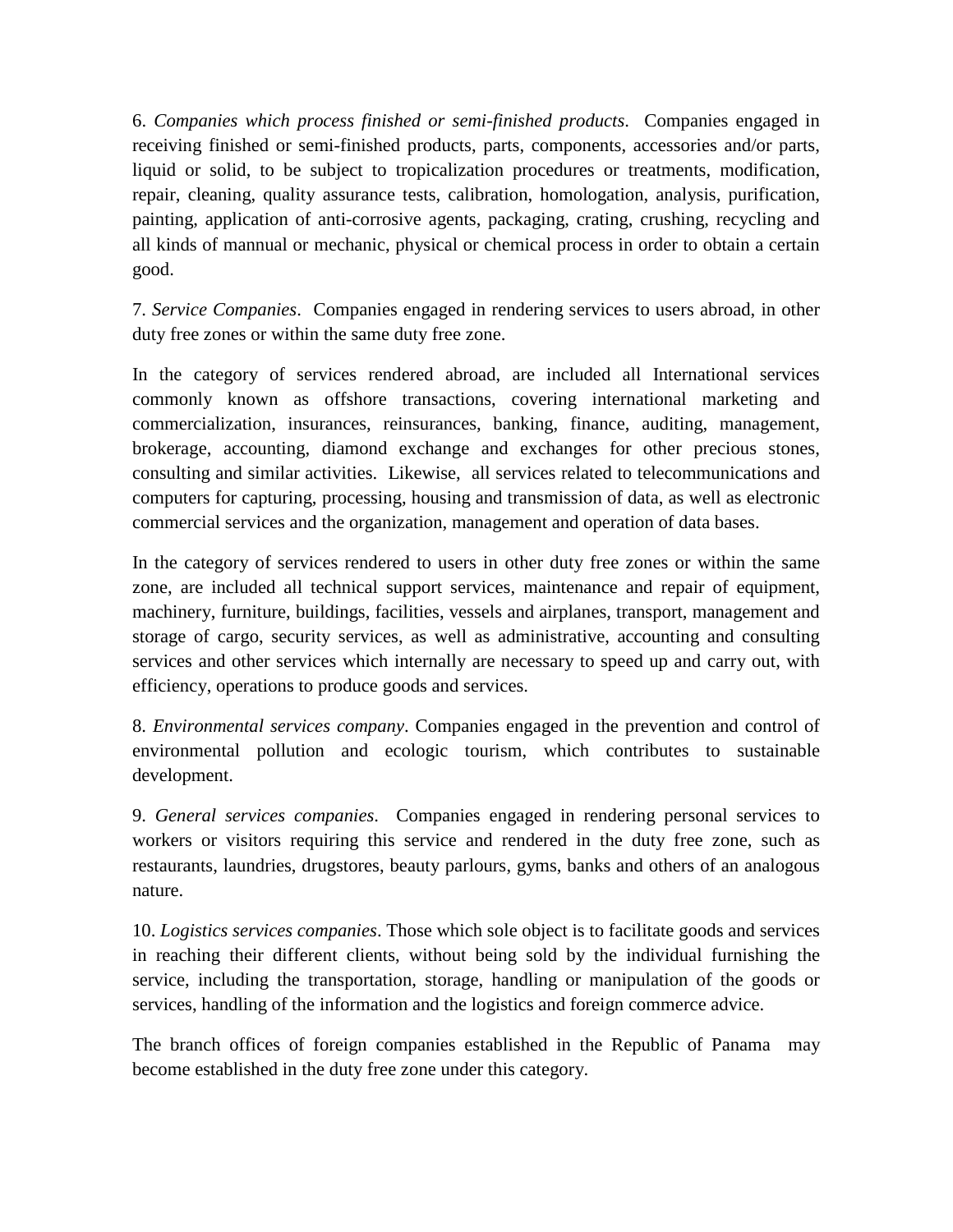6. *Companies which process finished or semi-finished products*. Companies engaged in receiving finished or semi-finished products, parts, components, accessories and/or parts, liquid or solid, to be subject to tropicalization procedures or treatments, modification, repair, cleaning, quality assurance tests, calibration, homologation, analysis, purification, painting, application of anti-corrosive agents, packaging, crating, crushing, recycling and all kinds of mannual or mechanic, physical or chemical process in order to obtain a certain good.

7. *Service Companies*. Companies engaged in rendering services to users abroad, in other duty free zones or within the same duty free zone.

In the category of services rendered abroad, are included all International services commonly known as offshore transactions, covering international marketing and commercialization, insurances, reinsurances, banking, finance, auditing, management, brokerage, accounting, diamond exchange and exchanges for other precious stones, consulting and similar activities. Likewise, all services related to telecommunications and computers for capturing, processing, housing and transmission of data, as well as electronic commercial services and the organization, management and operation of data bases.

In the category of services rendered to users in other duty free zones or within the same zone, are included all technical support services, maintenance and repair of equipment, machinery, furniture, buildings, facilities, vessels and airplanes, transport, management and storage of cargo, security services, as well as administrative, accounting and consulting services and other services which internally are necessary to speed up and carry out, with efficiency, operations to produce goods and services.

8. *Environmental services company*. Companies engaged in the prevention and control of environmental pollution and ecologic tourism, which contributes to sustainable development.

9. *General services companies*. Companies engaged in rendering personal services to workers or visitors requiring this service and rendered in the duty free zone, such as restaurants, laundries, drugstores, beauty parlours, gyms, banks and others of an analogous nature.

10. *Logistics services companies*. Those which sole object is to facilitate goods and services in reaching their different clients, without being sold by the individual furnishing the service, including the transportation, storage, handling or manipulation of the goods or services, handling of the information and the logistics and foreign commerce advice.

The branch offices of foreign companies established in the Republic of Panama may become established in the duty free zone under this category.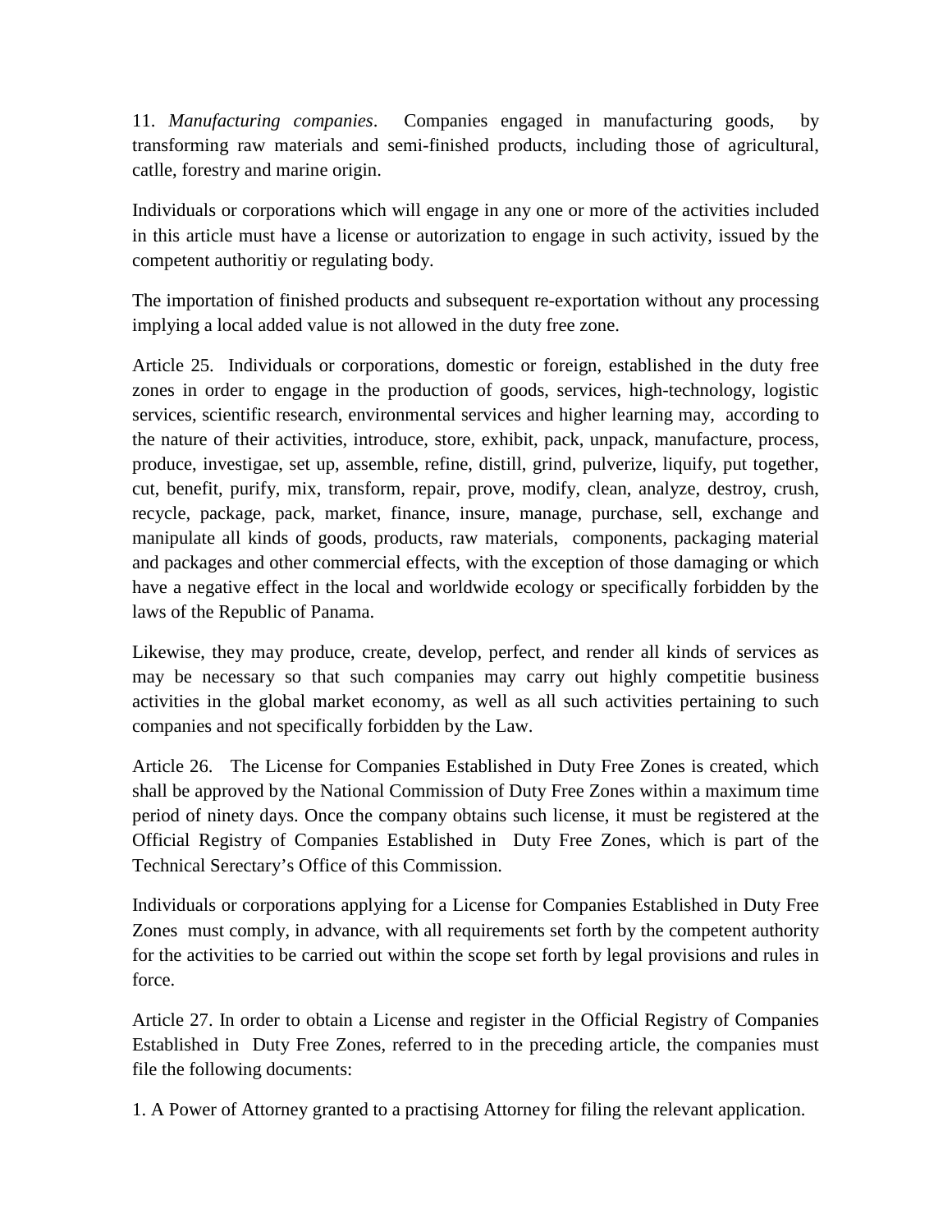11. *Manufacturing companies*. Companies engaged in manufacturing goods, by transforming raw materials and semi-finished products, including those of agricultural, catlle, forestry and marine origin.

Individuals or corporations which will engage in any one or more of the activities included in this article must have a license or autorization to engage in such activity, issued by the competent authoritiy or regulating body.

The importation of finished products and subsequent re-exportation without any processing implying a local added value is not allowed in the duty free zone.

Article 25. Individuals or corporations, domestic or foreign, established in the duty free zones in order to engage in the production of goods, services, high-technology, logistic services, scientific research, environmental services and higher learning may, according to the nature of their activities, introduce, store, exhibit, pack, unpack, manufacture, process, produce, investigae, set up, assemble, refine, distill, grind, pulverize, liquify, put together, cut, benefit, purify, mix, transform, repair, prove, modify, clean, analyze, destroy, crush, recycle, package, pack, market, finance, insure, manage, purchase, sell, exchange and manipulate all kinds of goods, products, raw materials, components, packaging material and packages and other commercial effects, with the exception of those damaging or which have a negative effect in the local and worldwide ecology or specifically forbidden by the laws of the Republic of Panama.

Likewise, they may produce, create, develop, perfect, and render all kinds of services as may be necessary so that such companies may carry out highly competitie business activities in the global market economy, as well as all such activities pertaining to such companies and not specifically forbidden by the Law.

Article 26. The License for Companies Established in Duty Free Zones is created, which shall be approved by the National Commission of Duty Free Zones within a maximum time period of ninety days. Once the company obtains such license, it must be registered at the Official Registry of Companies Established in Duty Free Zones, which is part of the Technical Serectary's Office of this Commission.

Individuals or corporations applying for a License for Companies Established in Duty Free Zones must comply, in advance, with all requirements set forth by the competent authority for the activities to be carried out within the scope set forth by legal provisions and rules in force.

Article 27. In order to obtain a License and register in the Official Registry of Companies Established in Duty Free Zones, referred to in the preceding article, the companies must file the following documents:

1. A Power of Attorney granted to a practising Attorney for filing the relevant application.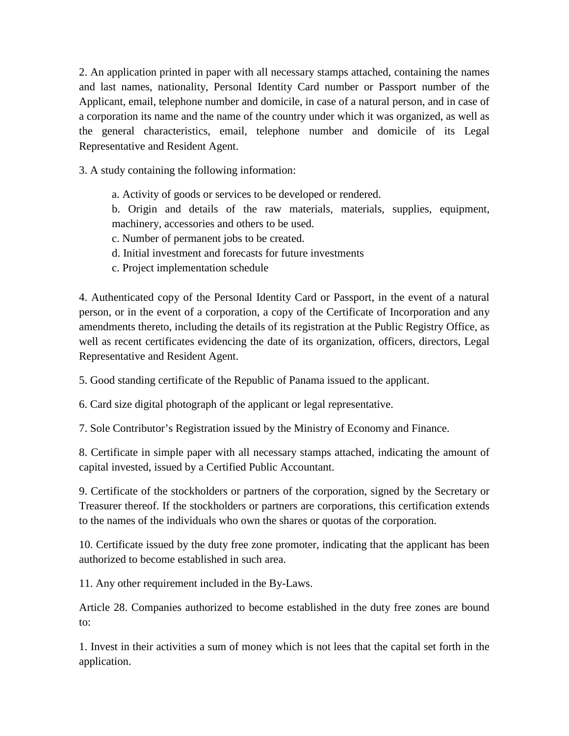2. An application printed in paper with all necessary stamps attached, containing the names and last names, nationality, Personal Identity Card number or Passport number of the Applicant, email, telephone number and domicile, in case of a natural person, and in case of a corporation its name and the name of the country under which it was organized, as well as the general characteristics, email, telephone number and domicile of its Legal Representative and Resident Agent.

3. A study containing the following information:

a. Activity of goods or services to be developed or rendered.
b. Origin and details of the raw materials, materials, supplies, equipment, machinery, accessories and others to be used.
c. Number of permanent jobs to be created.
d. Initial investment and forecasts for future investments
c. Project implementation schedule

4. Authenticated copy of the Personal Identity Card or Passport, in the event of a natural person, or in the event of a corporation, a copy of the Certificate of Incorporation and any amendments thereto, including the details of its registration at the Public Registry Office, as well as recent certificates evidencing the date of its organization, officers, directors, Legal Representative and Resident Agent.

5. Good standing certificate of the Republic of Panama issued to the applicant.

6. Card size digital photograph of the applicant or legal representative.

7. Sole Contributor's Registration issued by the Ministry of Economy and Finance.

8. Certificate in simple paper with all necessary stamps attached, indicating the amount of capital invested, issued by a Certified Public Accountant.

9. Certificate of the stockholders or partners of the corporation, signed by the Secretary or Treasurer thereof. If the stockholders or partners are corporations, this certification extends to the names of the individuals who own the shares or quotas of the corporation.

10. Certificate issued by the duty free zone promoter, indicating that the applicant has been authorized to become established in such area.

11. Any other requirement included in the By-Laws.

Article 28. Companies authorized to become established in the duty free zones are bound to:

1. Invest in their activities a sum of money which is not lees that the capital set forth in the application.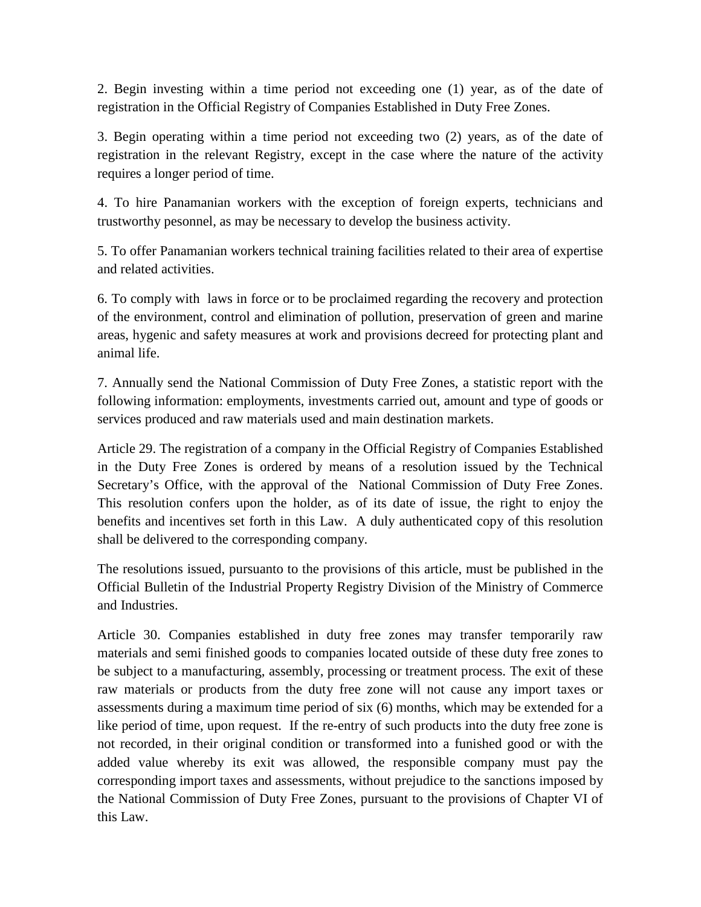2. Begin investing within a time period not exceeding one (1) year, as of the date of registration in the Official Registry of Companies Established in Duty Free Zones.

3. Begin operating within a time period not exceeding two (2) years, as of the date of registration in the relevant Registry, except in the case where the nature of the activity requires a longer period of time.

4. To hire Panamanian workers with the exception of foreign experts, technicians and trustworthy pesonnel, as may be necessary to develop the business activity.

5. To offer Panamanian workers technical training facilities related to their area of expertise and related activities.

6. To comply with laws in force or to be proclaimed regarding the recovery and protection of the environment, control and elimination of pollution, preservation of green and marine areas, hygenic and safety measures at work and provisions decreed for protecting plant and animal life.

7. Annually send the National Commission of Duty Free Zones, a statistic report with the following information: employments, investments carried out, amount and type of goods or services produced and raw materials used and main destination markets.

Article 29. The registration of a company in the Official Registry of Companies Established in the Duty Free Zones is ordered by means of a resolution issued by the Technical Secretary's Office, with the approval of the National Commission of Duty Free Zones. This resolution confers upon the holder, as of its date of issue, the right to enjoy the benefits and incentives set forth in this Law. A duly authenticated copy of this resolution shall be delivered to the corresponding company.

The resolutions issued, pursuanto to the provisions of this article, must be published in the Official Bulletin of the Industrial Property Registry Division of the Ministry of Commerce and Industries.

Article 30. Companies established in duty free zones may transfer temporarily raw materials and semi finished goods to companies located outside of these duty free zones to be subject to a manufacturing, assembly, processing or treatment process. The exit of these raw materials or products from the duty free zone will not cause any import taxes or assessments during a maximum time period of six (6) months, which may be extended for a like period of time, upon request. If the re-entry of such products into the duty free zone is not recorded, in their original condition or transformed into a funished good or with the added value whereby its exit was allowed, the responsible company must pay the corresponding import taxes and assessments, without prejudice to the sanctions imposed by the National Commission of Duty Free Zones, pursuant to the provisions of Chapter VI of this Law.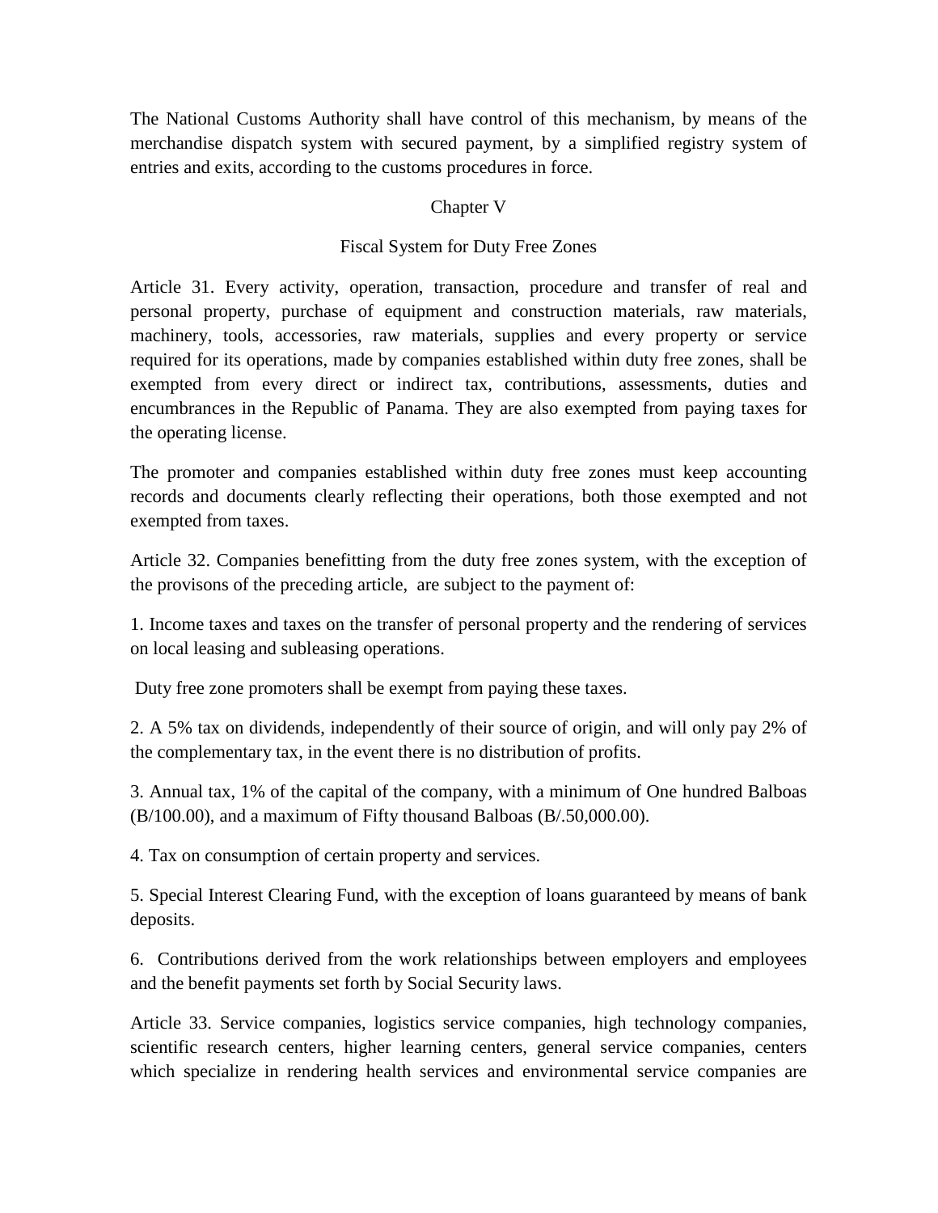The National Customs Authority shall have control of this mechanism, by means of the merchandise dispatch system with secured payment, by a simplified registry system of entries and exits, according to the customs procedures in force.

## Chapter V

## Fiscal System for Duty Free Zones

Article 31. Every activity, operation, transaction, procedure and transfer of real and personal property, purchase of equipment and construction materials, raw materials, machinery, tools, accessories, raw materials, supplies and every property or service required for its operations, made by companies established within duty free zones, shall be exempted from every direct or indirect tax, contributions, assessments, duties and encumbrances in the Republic of Panama. They are also exempted from paying taxes for the operating license.

The promoter and companies established within duty free zones must keep accounting records and documents clearly reflecting their operations, both those exempted and not exempted from taxes.

Article 32. Companies benefitting from the duty free zones system, with the exception of the provisons of the preceding article, are subject to the payment of:

1. Income taxes and taxes on the transfer of personal property and the rendering of services on local leasing and subleasing operations.

Duty free zone promoters shall be exempt from paying these taxes.

2. A 5% tax on dividends, independently of their source of origin, and will only pay 2% of the complementary tax, in the event there is no distribution of profits.

3. Annual tax, 1% of the capital of the company, with a minimum of One hundred Balboas (B/100.00), and a maximum of Fifty thousand Balboas (B/.50,000.00).

4. Tax on consumption of certain property and services.

5. Special Interest Clearing Fund, with the exception of loans guaranteed by means of bank deposits.

6. Contributions derived from the work relationships between employers and employees and the benefit payments set forth by Social Security laws.

Article 33. Service companies, logistics service companies, high technology companies, scientific research centers, higher learning centers, general service companies, centers which specialize in rendering health services and environmental service companies are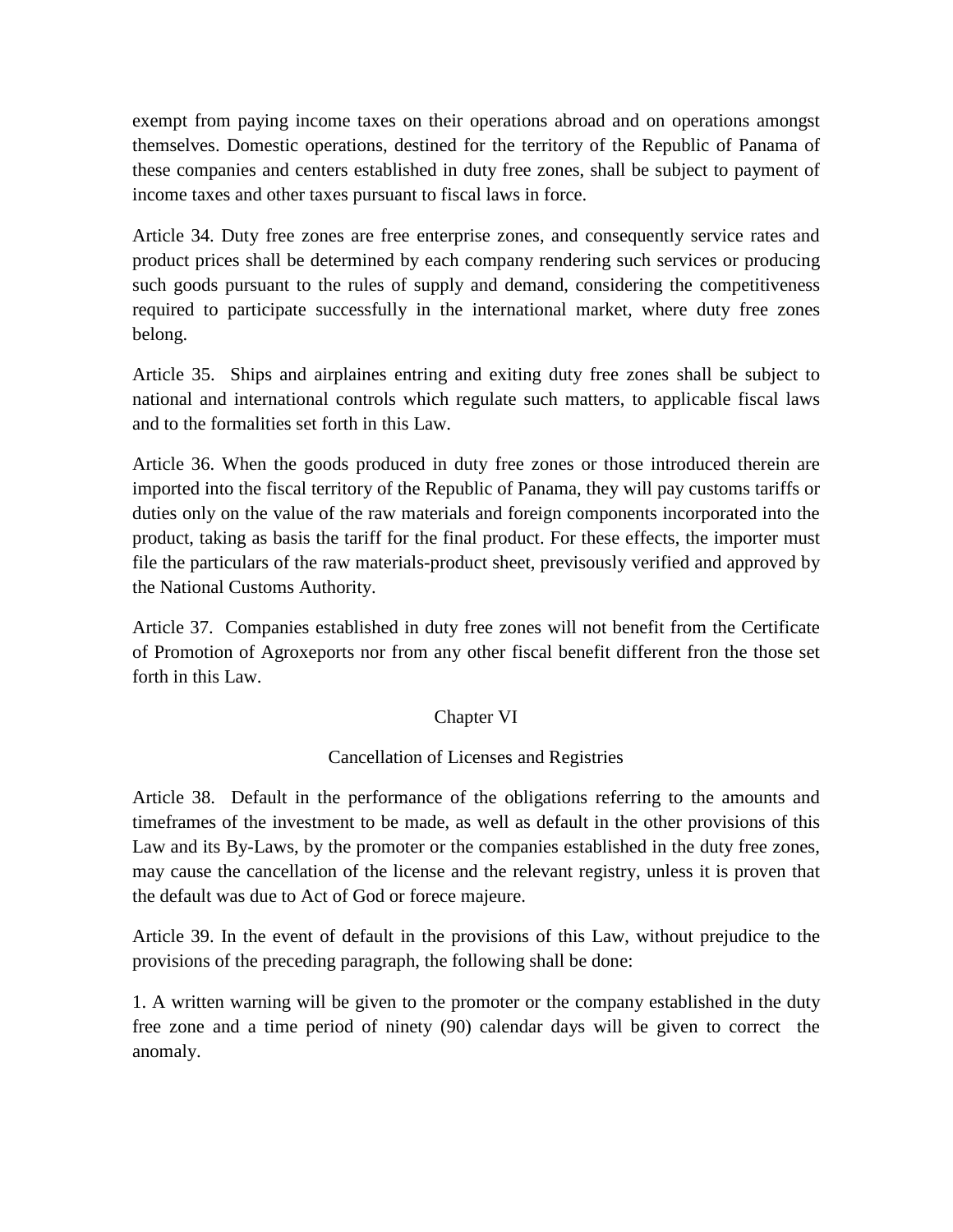exempt from paying income taxes on their operations abroad and on operations amongst themselves. Domestic operations, destined for the territory of the Republic of Panama of these companies and centers established in duty free zones, shall be subject to payment of income taxes and other taxes pursuant to fiscal laws in force.

Article 34. Duty free zones are free enterprise zones, and consequently service rates and product prices shall be determined by each company rendering such services or producing such goods pursuant to the rules of supply and demand, considering the competitiveness required to participate successfully in the international market, where duty free zones belong.

Article 35. Ships and airplaines entring and exiting duty free zones shall be subject to national and international controls which regulate such matters, to applicable fiscal laws and to the formalities set forth in this Law.

Article 36. When the goods produced in duty free zones or those introduced therein are imported into the fiscal territory of the Republic of Panama, they will pay customs tariffs or duties only on the value of the raw materials and foreign components incorporated into the product, taking as basis the tariff for the final product. For these effects, the importer must file the particulars of the raw materials-product sheet, previsously verified and approved by the National Customs Authority.

Article 37. Companies established in duty free zones will not benefit from the Certificate of Promotion of Agroxeports nor from any other fiscal benefit different fron the those set forth in this Law.

## Chapter VI

## Cancellation of Licenses and Registries

Article 38. Default in the performance of the obligations referring to the amounts and timeframes of the investment to be made, as well as default in the other provisions of this Law and its By-Laws, by the promoter or the companies established in the duty free zones, may cause the cancellation of the license and the relevant registry, unless it is proven that the default was due to Act of God or forece majeure.

Article 39. In the event of default in the provisions of this Law, without prejudice to the provisions of the preceding paragraph, the following shall be done:

1. A written warning will be given to the promoter or the company established in the duty free zone and a time period of ninety (90) calendar days will be given to correct the anomaly.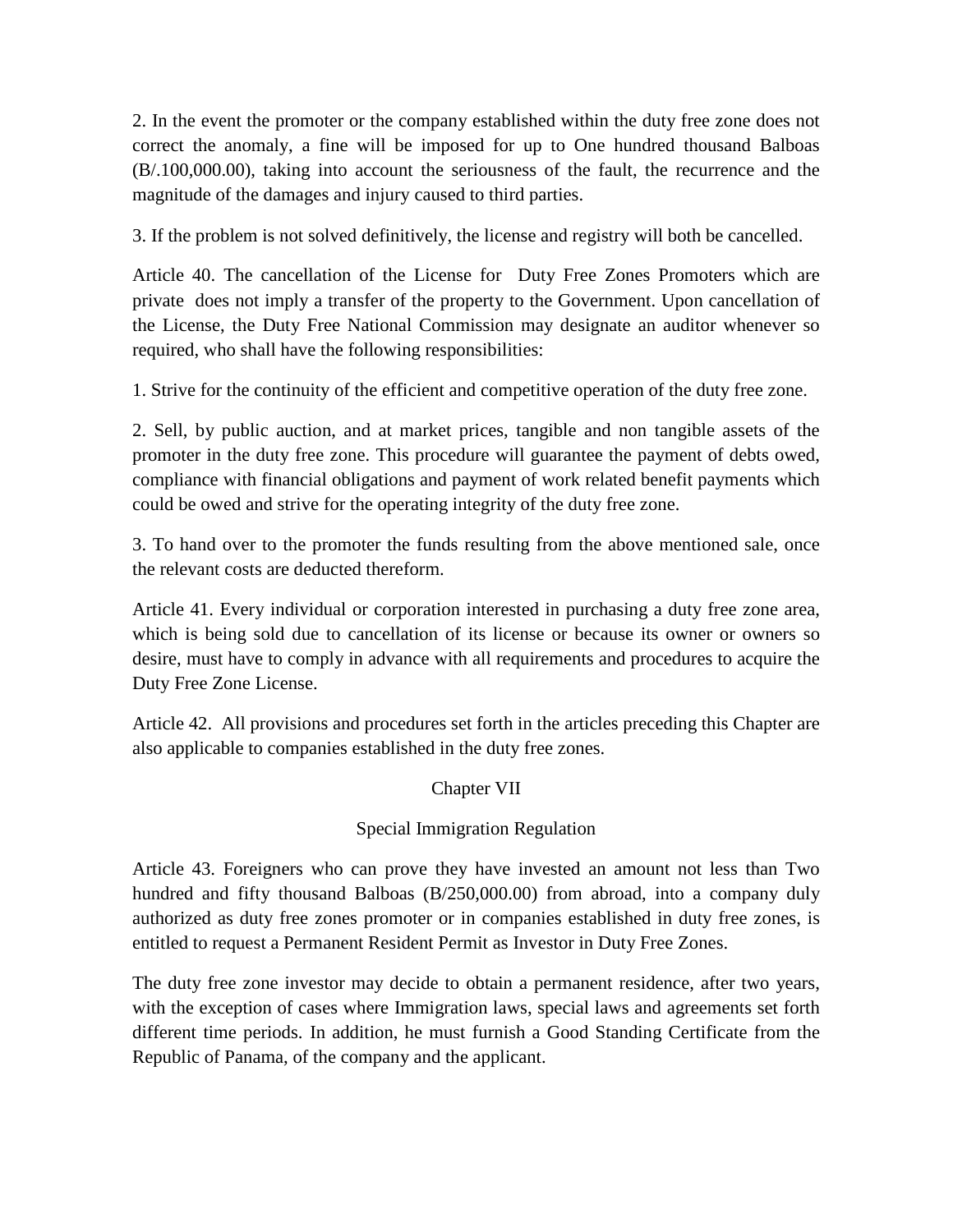2. In the event the promoter or the company established within the duty free zone does not correct the anomaly, a fine will be imposed for up to One hundred thousand Balboas (B/.100,000.00), taking into account the seriousness of the fault, the recurrence and the magnitude of the damages and injury caused to third parties.

3. If the problem is not solved definitively, the license and registry will both be cancelled.

Article 40. The cancellation of the License for Duty Free Zones Promoters which are private does not imply a transfer of the property to the Government. Upon cancellation of the License, the Duty Free National Commission may designate an auditor whenever so required, who shall have the following responsibilities:

1. Strive for the continuity of the efficient and competitive operation of the duty free zone.

2. Sell, by public auction, and at market prices, tangible and non tangible assets of the promoter in the duty free zone. This procedure will guarantee the payment of debts owed, compliance with financial obligations and payment of work related benefit payments which could be owed and strive for the operating integrity of the duty free zone.

3. To hand over to the promoter the funds resulting from the above mentioned sale, once the relevant costs are deducted thereform.

Article 41. Every individual or corporation interested in purchasing a duty free zone area, which is being sold due to cancellation of its license or because its owner or owners so desire, must have to comply in advance with all requirements and procedures to acquire the Duty Free Zone License.

Article 42. All provisions and procedures set forth in the articles preceding this Chapter are also applicable to companies established in the duty free zones.

## Chapter VII

## Special Immigration Regulation

Article 43. Foreigners who can prove they have invested an amount not less than Two hundred and fifty thousand Balboas (B/250,000.00) from abroad, into a company duly authorized as duty free zones promoter or in companies established in duty free zones, is entitled to request a Permanent Resident Permit as Investor in Duty Free Zones.

The duty free zone investor may decide to obtain a permanent residence, after two years, with the exception of cases where Immigration laws, special laws and agreements set forth different time periods. In addition, he must furnish a Good Standing Certificate from the Republic of Panama, of the company and the applicant.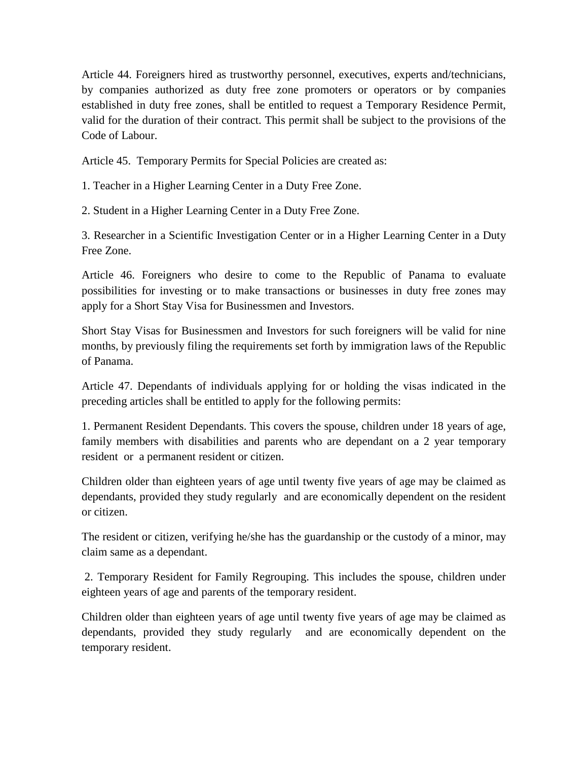Article 44. Foreigners hired as trustworthy personnel, executives, experts and/technicians, by companies authorized as duty free zone promoters or operators or by companies established in duty free zones, shall be entitled to request a Temporary Residence Permit, valid for the duration of their contract. This permit shall be subject to the provisions of the Code of Labour.

Article 45. Temporary Permits for Special Policies are created as:

1. Teacher in a Higher Learning Center in a Duty Free Zone.

2. Student in a Higher Learning Center in a Duty Free Zone.

3. Researcher in a Scientific Investigation Center or in a Higher Learning Center in a Duty Free Zone.

Article 46. Foreigners who desire to come to the Republic of Panama to evaluate possibilities for investing or to make transactions or businesses in duty free zones may apply for a Short Stay Visa for Businessmen and Investors.

Short Stay Visas for Businessmen and Investors for such foreigners will be valid for nine months, by previously filing the requirements set forth by immigration laws of the Republic of Panama.

Article 47. Dependants of individuals applying for or holding the visas indicated in the preceding articles shall be entitled to apply for the following permits:

1. Permanent Resident Dependants. This covers the spouse, children under 18 years of age, family members with disabilities and parents who are dependant on a 2 year temporary resident or a permanent resident or citizen.

Children older than eighteen years of age until twenty five years of age may be claimed as dependants, provided they study regularly and are economically dependent on the resident or citizen.

The resident or citizen, verifying he/she has the guardanship or the custody of a minor, may claim same as a dependant.

2. Temporary Resident for Family Regrouping. This includes the spouse, children under eighteen years of age and parents of the temporary resident.

Children older than eighteen years of age until twenty five years of age may be claimed as dependants, provided they study regularly and are economically dependent on the temporary resident.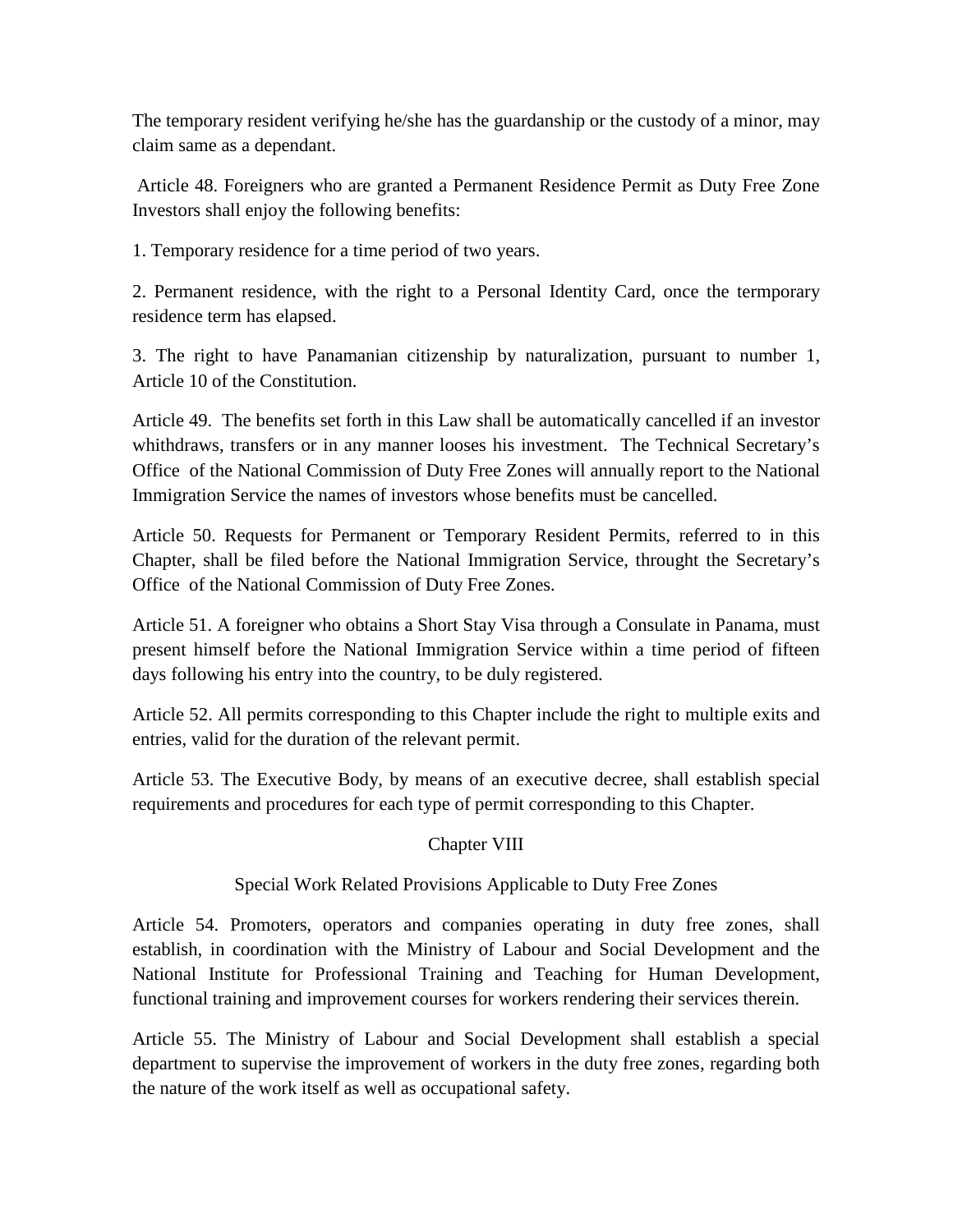The temporary resident verifying he/she has the guardanship or the custody of a minor, may claim same as a dependant.

Article 48. Foreigners who are granted a Permanent Residence Permit as Duty Free Zone Investors shall enjoy the following benefits:

1. Temporary residence for a time period of two years.

2. Permanent residence, with the right to a Personal Identity Card, once the termporary residence term has elapsed.

3. The right to have Panamanian citizenship by naturalization, pursuant to number 1, Article 10 of the Constitution.

Article 49. The benefits set forth in this Law shall be automatically cancelled if an investor whithdraws, transfers or in any manner looses his investment. The Technical Secretary's Office of the National Commission of Duty Free Zones will annually report to the National Immigration Service the names of investors whose benefits must be cancelled.

Article 50. Requests for Permanent or Temporary Resident Permits, referred to in this Chapter, shall be filed before the National Immigration Service, throught the Secretary's Office of the National Commission of Duty Free Zones.

Article 51. A foreigner who obtains a Short Stay Visa through a Consulate in Panama, must present himself before the National Immigration Service within a time period of fifteen days following his entry into the country, to be duly registered.

Article 52. All permits corresponding to this Chapter include the right to multiple exits and entries, valid for the duration of the relevant permit.

Article 53. The Executive Body, by means of an executive decree, shall establish special requirements and procedures for each type of permit corresponding to this Chapter.

## Chapter VIII

## Special Work Related Provisions Applicable to Duty Free Zones

Article 54. Promoters, operators and companies operating in duty free zones, shall establish, in coordination with the Ministry of Labour and Social Development and the National Institute for Professional Training and Teaching for Human Development, functional training and improvement courses for workers rendering their services therein.

Article 55. The Ministry of Labour and Social Development shall establish a special department to supervise the improvement of workers in the duty free zones, regarding both the nature of the work itself as well as occupational safety.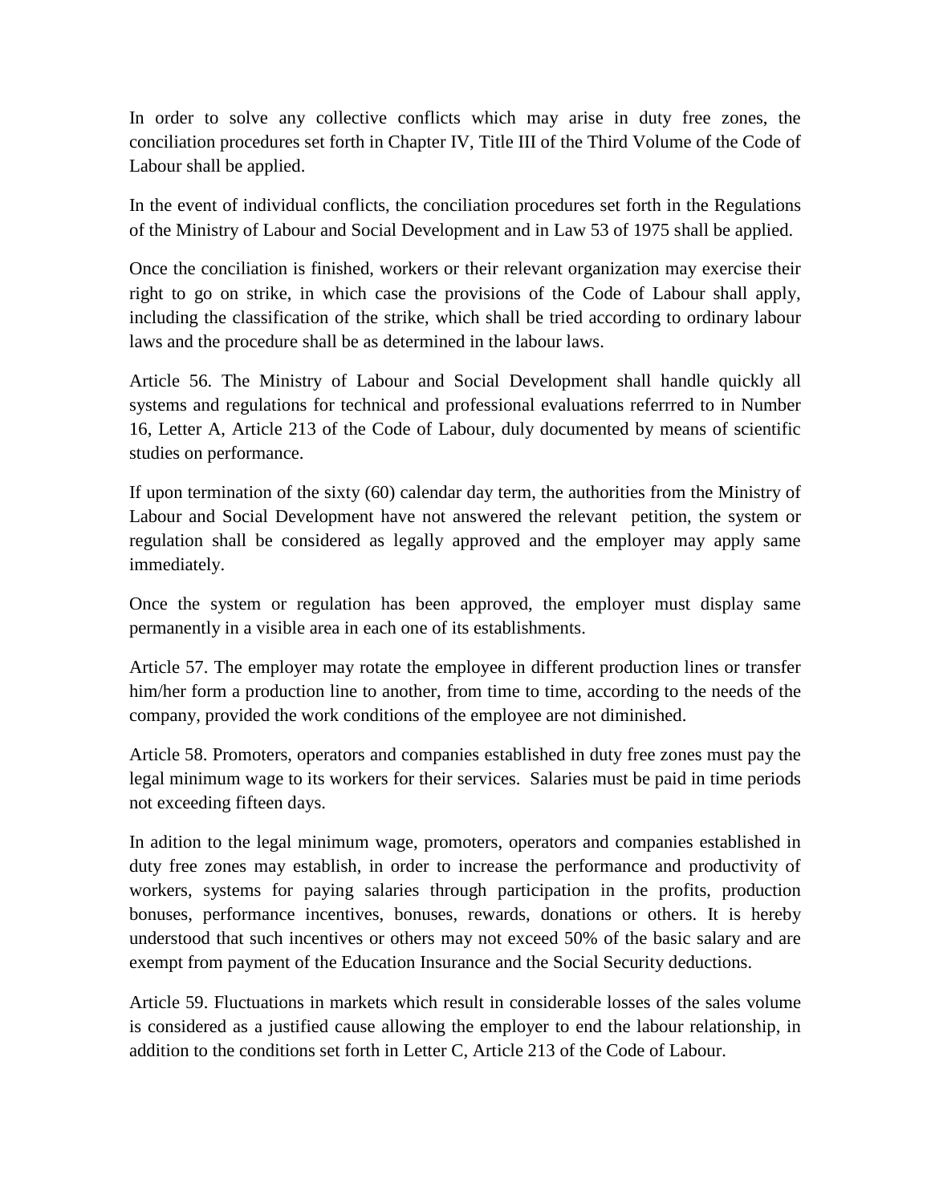In order to solve any collective conflicts which may arise in duty free zones, the conciliation procedures set forth in Chapter IV, Title III of the Third Volume of the Code of Labour shall be applied.

In the event of individual conflicts, the conciliation procedures set forth in the Regulations of the Ministry of Labour and Social Development and in Law 53 of 1975 shall be applied.

Once the conciliation is finished, workers or their relevant organization may exercise their right to go on strike, in which case the provisions of the Code of Labour shall apply, including the classification of the strike, which shall be tried according to ordinary labour laws and the procedure shall be as determined in the labour laws.

Article 56. The Ministry of Labour and Social Development shall handle quickly all systems and regulations for technical and professional evaluations referrred to in Number 16, Letter A, Article 213 of the Code of Labour, duly documented by means of scientific studies on performance.

If upon termination of the sixty (60) calendar day term, the authorities from the Ministry of Labour and Social Development have not answered the relevant petition, the system or regulation shall be considered as legally approved and the employer may apply same immediately.

Once the system or regulation has been approved, the employer must display same permanently in a visible area in each one of its establishments.

Article 57. The employer may rotate the employee in different production lines or transfer him/her form a production line to another, from time to time, according to the needs of the company, provided the work conditions of the employee are not diminished.

Article 58. Promoters, operators and companies established in duty free zones must pay the legal minimum wage to its workers for their services. Salaries must be paid in time periods not exceeding fifteen days.

In adition to the legal minimum wage, promoters, operators and companies established in duty free zones may establish, in order to increase the performance and productivity of workers, systems for paying salaries through participation in the profits, production bonuses, performance incentives, bonuses, rewards, donations or others. It is hereby understood that such incentives or others may not exceed 50% of the basic salary and are exempt from payment of the Education Insurance and the Social Security deductions.

Article 59. Fluctuations in markets which result in considerable losses of the sales volume is considered as a justified cause allowing the employer to end the labour relationship, in addition to the conditions set forth in Letter C, Article 213 of the Code of Labour.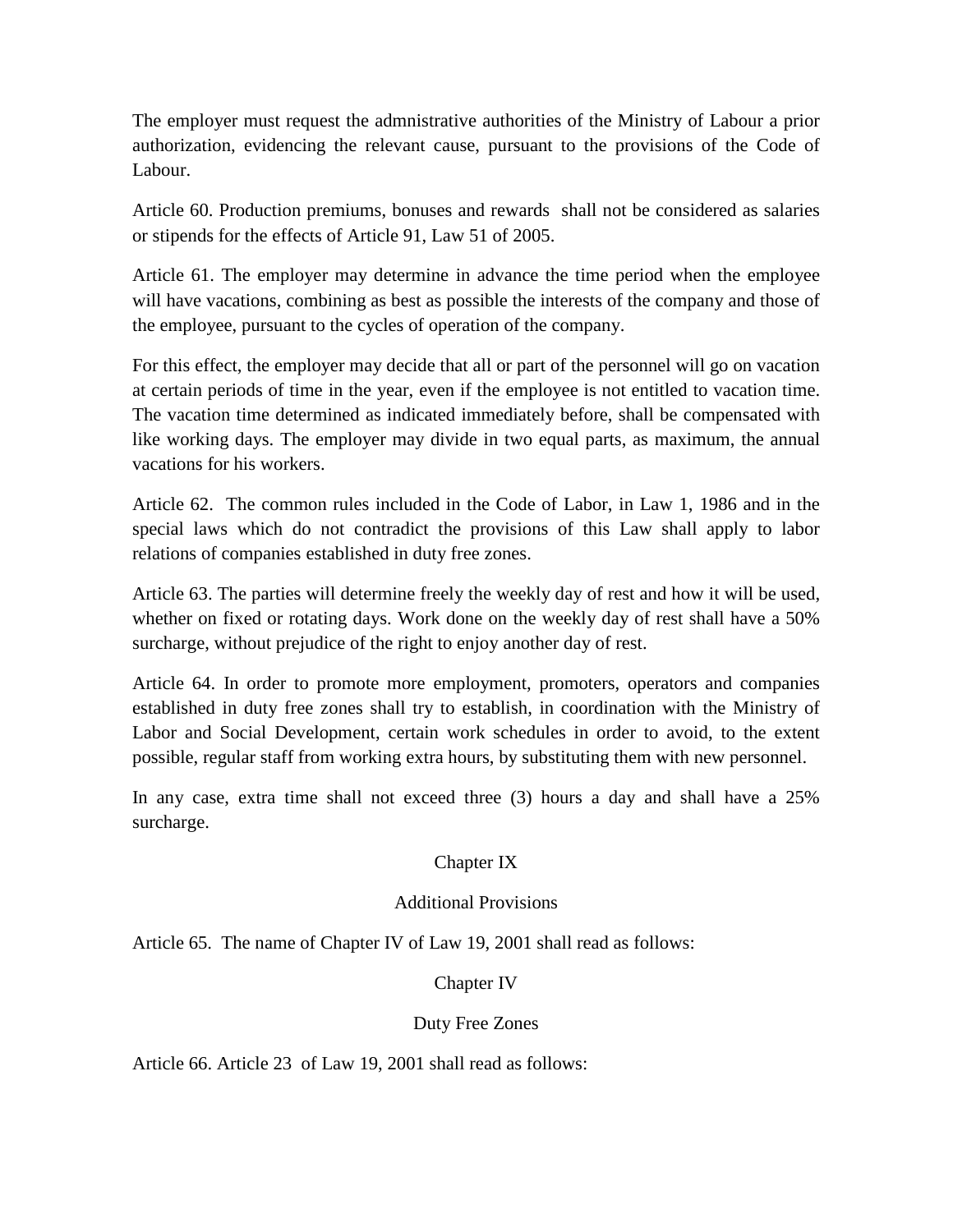The employer must request the admnistrative authorities of the Ministry of Labour a prior authorization, evidencing the relevant cause, pursuant to the provisions of the Code of Labour.

Article 60. Production premiums, bonuses and rewards shall not be considered as salaries or stipends for the effects of Article 91, Law 51 of 2005.

Article 61. The employer may determine in advance the time period when the employee will have vacations, combining as best as possible the interests of the company and those of the employee, pursuant to the cycles of operation of the company.

For this effect, the employer may decide that all or part of the personnel will go on vacation at certain periods of time in the year, even if the employee is not entitled to vacation time. The vacation time determined as indicated immediately before, shall be compensated with like working days. The employer may divide in two equal parts, as maximum, the annual vacations for his workers.

Article 62. The common rules included in the Code of Labor, in Law 1, 1986 and in the special laws which do not contradict the provisions of this Law shall apply to labor relations of companies established in duty free zones.

Article 63. The parties will determine freely the weekly day of rest and how it will be used, whether on fixed or rotating days. Work done on the weekly day of rest shall have a 50% surcharge, without prejudice of the right to enjoy another day of rest.

Article 64. In order to promote more employment, promoters, operators and companies established in duty free zones shall try to establish, in coordination with the Ministry of Labor and Social Development, certain work schedules in order to avoid, to the extent possible, regular staff from working extra hours, by substituting them with new personnel.

In any case, extra time shall not exceed three (3) hours a day and shall have a 25% surcharge.

## Chapter IX

## Additional Provisions

Article 65. The name of Chapter IV of Law 19, 2001 shall read as follows:

Chapter IV

Duty Free Zones

Article 66. Article 23 of Law 19, 2001 shall read as follows: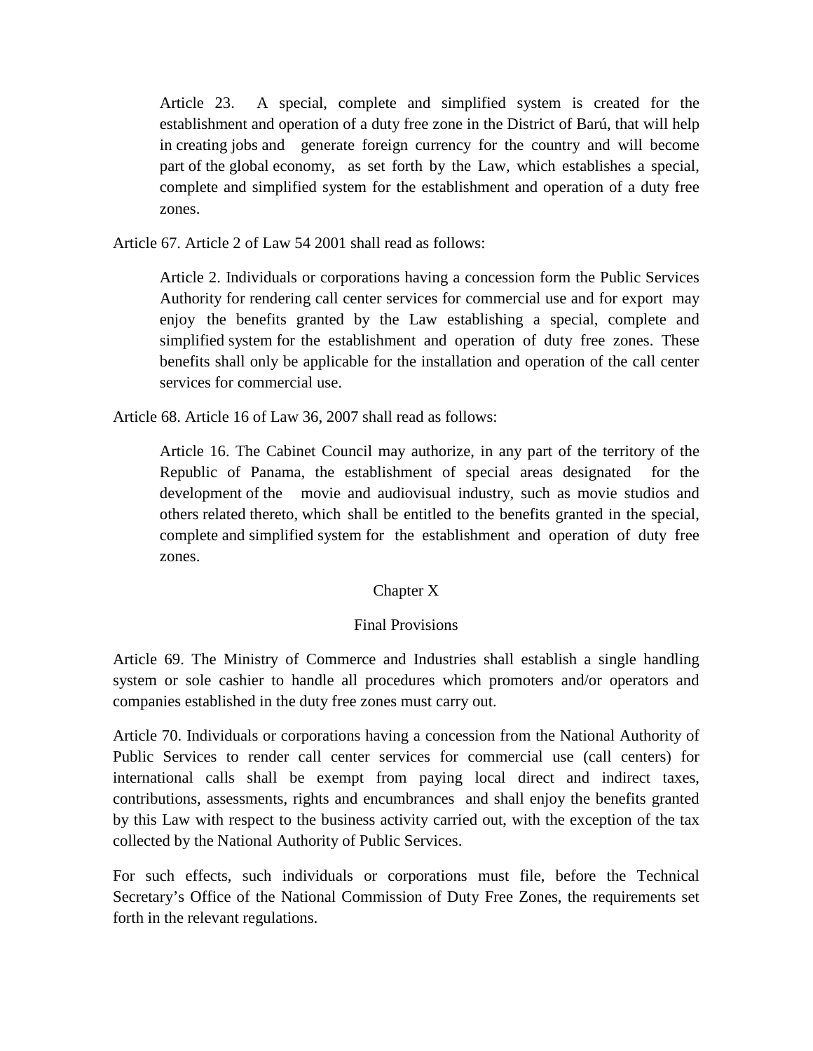> Article 23. A special, complete and simplified system is created for the establishment and operation of a duty free zone in the District of Barú, that will help in creating jobs and generate foreign currency for the country and will become part of the global economy, as set forth by the Law, which establishes a special, complete and simplified system for the establishment and operation of a duty free zones.

Article 67. Article 2 of Law 54 2001 shall read as follows:

> Article 2. Individuals or corporations having a concession form the Public Services Authority for rendering call center services for commercial use and for export may enjoy the benefits granted by the Law establishing a special, complete and simplified system for the establishment and operation of duty free zones. These benefits shall only be applicable for the installation and operation of the call center services for commercial use.

Article 68. Article 16 of Law 36, 2007 shall read as follows:

> Article 16. The Cabinet Council may authorize, in any part of the territory of the Republic of Panama, the establishment of special areas designated for the development of the movie and audiovisual industry, such as movie studios and others related thereto, which shall be entitled to the benefits granted in the special, complete and simplified system for the establishment and operation of duty free zones.

## Chapter X

## Final Provisions

Article 69. The Ministry of Commerce and Industries shall establish a single handling system or sole cashier to handle all procedures which promoters and/or operators and companies established in the duty free zones must carry out.

Article 70. Individuals or corporations having a concession from the National Authority of Public Services to render call center services for commercial use (call centers) for international calls shall be exempt from paying local direct and indirect taxes, contributions, assessments, rights and encumbrances and shall enjoy the benefits granted by this Law with respect to the business activity carried out, with the exception of the tax collected by the National Authority of Public Services.

For such effects, such individuals or corporations must file, before the Technical Secretary's Office of the National Commission of Duty Free Zones, the requirements set forth in the relevant regulations.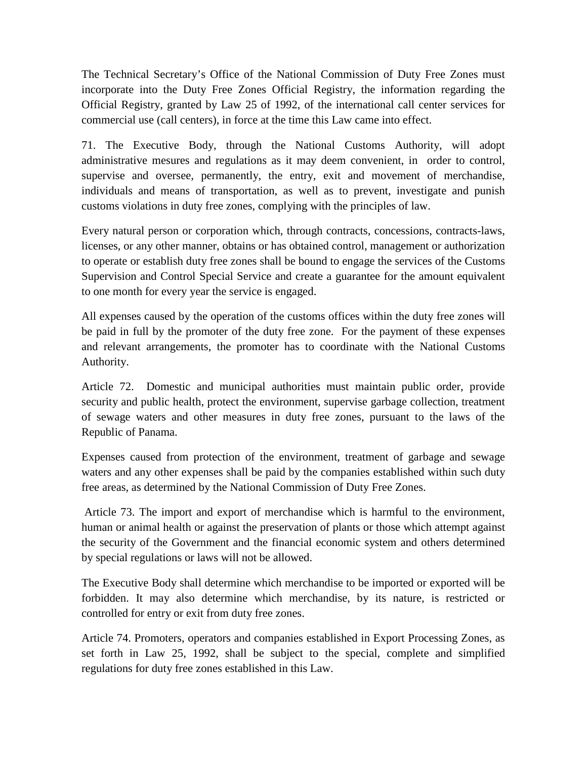The Technical Secretary's Office of the National Commission of Duty Free Zones must incorporate into the Duty Free Zones Official Registry, the information regarding the Official Registry, granted by Law 25 of 1992, of the international call center services for commercial use (call centers), in force at the time this Law came into effect.

71. The Executive Body, through the National Customs Authority, will adopt administrative mesures and regulations as it may deem convenient, in order to control, supervise and oversee, permanently, the entry, exit and movement of merchandise, individuals and means of transportation, as well as to prevent, investigate and punish customs violations in duty free zones, complying with the principles of law.

Every natural person or corporation which, through contracts, concessions, contracts-laws, licenses, or any other manner, obtains or has obtained control, management or authorization to operate or establish duty free zones shall be bound to engage the services of the Customs Supervision and Control Special Service and create a guarantee for the amount equivalent to one month for every year the service is engaged.

All expenses caused by the operation of the customs offices within the duty free zones will be paid in full by the promoter of the duty free zone. For the payment of these expenses and relevant arrangements, the promoter has to coordinate with the National Customs Authority.

Article 72. Domestic and municipal authorities must maintain public order, provide security and public health, protect the environment, supervise garbage collection, treatment of sewage waters and other measures in duty free zones, pursuant to the laws of the Republic of Panama.

Expenses caused from protection of the environment, treatment of garbage and sewage waters and any other expenses shall be paid by the companies established within such duty free areas, as determined by the National Commission of Duty Free Zones.

Article 73. The import and export of merchandise which is harmful to the environment, human or animal health or against the preservation of plants or those which attempt against the security of the Government and the financial economic system and others determined by special regulations or laws will not be allowed.

The Executive Body shall determine which merchandise to be imported or exported will be forbidden. It may also determine which merchandise, by its nature, is restricted or controlled for entry or exit from duty free zones.

Article 74. Promoters, operators and companies established in Export Processing Zones, as set forth in Law 25, 1992, shall be subject to the special, complete and simplified regulations for duty free zones established in this Law.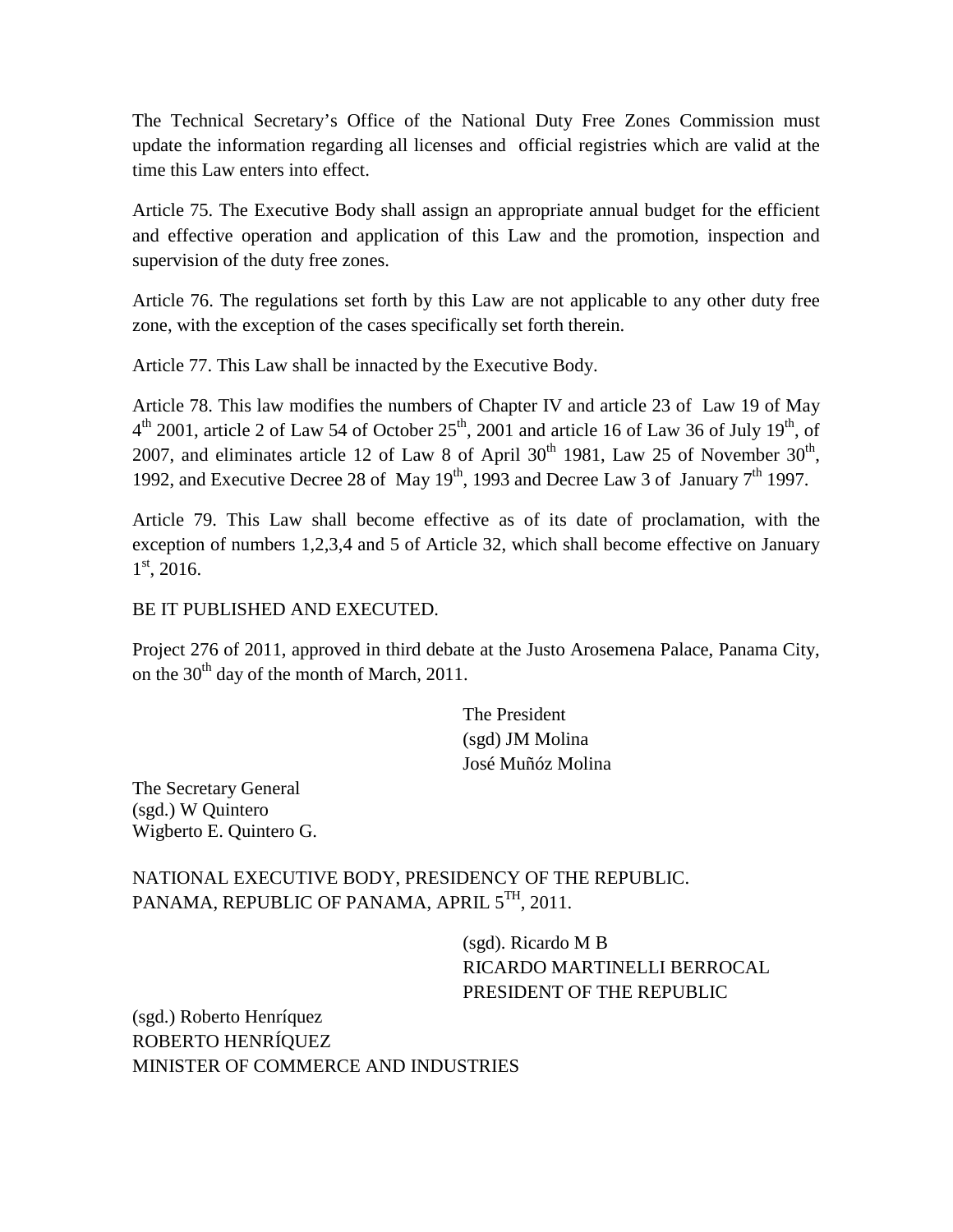The Technical Secretary's Office of the National Duty Free Zones Commission must update the information regarding all licenses and official registries which are valid at the time this Law enters into effect.

Article 75. The Executive Body shall assign an appropriate annual budget for the efficient and effective operation and application of this Law and the promotion, inspection and supervision of the duty free zones.

Article 76. The regulations set forth by this Law are not applicable to any other duty free zone, with the exception of the cases specifically set forth therein.

Article 77. This Law shall be innacted by the Executive Body.

Article 78. This law modifies the numbers of Chapter IV and article 23 of Law 19 of May 4th 2001, article 2 of Law 54 of October 25th, 2001 and article 16 of Law 36 of July 19th, of 2007, and eliminates article 12 of Law 8 of April 30th 1981, Law 25 of November 30th, 1992, and Executive Decree 28 of May 19th, 1993 and Decree Law 3 of January 7th 1997.

Article 79. This Law shall become effective as of its date of proclamation, with the exception of numbers 1,2,3,4 and 5 of Article 32, which shall become effective on January 1st, 2016.

BE IT PUBLISHED AND EXECUTED.

Project 276 of 2011, approved in third debate at the Justo Arosemena Palace, Panama City, on the 30th day of the month of March, 2011.

The President  
(sgd) JM Molina  
José Muñóz Molina

The Secretary General  
(sgd.) W Quintero  
Wigberto E. Quintero G.

NATIONAL EXECUTIVE BODY, PRESIDENCY OF THE REPUBLIC.  
PANAMA, REPUBLIC OF PANAMA, APRIL 5TH, 2011.

(sgd). Ricardo M B  
RICARDO MARTINELLI BERROCAL  
PRESIDENT OF THE REPUBLIC

(sgd.) Roberto Henríquez  
ROBERTO HENRÍQUEZ  
MINISTER OF COMMERCE AND INDUSTRIES